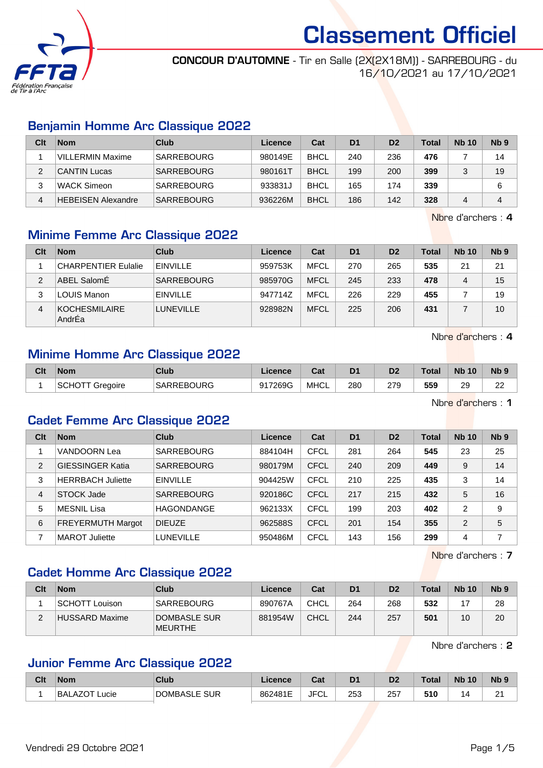# Classement Officiel

**CONCOUR D'AUTOMNE** - Tir en Salle (2X(2X18M)) - SARREBOURG - du 16/10/2021 au 17/10/2021

## Benjamin Homme Arc Classique 2022

| Clt | Nom | Club | Licence | Cat | D1 | D2 | Total | Nb 10 | Nb 9 |
|---|---|---|---|---|---|---|---|---|---|
| 1 | VILLERMIN Maxime | SARREBOURG | 980149E | BHCL | 240 | 236 | **476** | 7 | 14 |
| 2 | CANTIN Lucas | SARREBOURG | 980161T | BHCL | 199 | 200 | **399** | 3 | 19 |
| 3 | WACK Simeon | SARREBOURG | 933831J | BHCL | 165 | 174 | **339** | | 6 |
| 4 | HEBEISEN Alexandre | SARREBOURG | 936226M | BHCL | 186 | 142 | **328** | 4 | 4 |

Nbre d'archers : **4**

## Minime Femme Arc Classique 2022

| Clt | Nom | Club | Licence | Cat | D1 | D2 | Total | Nb 10 | Nb 9 |
|---|---|---|---|---|---|---|---|---|---|
| 1 | CHARPENTIER Eulalie | EINVILLE | 959753K | MFCL | 270 | 265 | **535** | 21 | 21 |
| 2 | ABEL SalomÉ | SARREBOURG | 985970G | MFCL | 245 | 233 | **478** | 4 | 15 |
| 3 | LOUIS Manon | EINVILLE | 947714Z | MFCL | 226 | 229 | **455** | 7 | 19 |
| 4 | KOCHESMILAIRE AndrÉa | LUNEVILLE | 928982N | MFCL | 225 | 206 | **431** | 7 | 10 |

Nbre d'archers : **4**

## Minime Homme Arc Classique 2022

| Clt | Nom | Club | Licence | Cat | D1 | D2 | Total | Nb 10 | Nb 9 |
|---|---|---|---|---|---|---|---|---|---|
| 1 | SCHOTT Gregoire | SARREBOURG | 917269G | MHCL | 280 | 279 | **559** | 29 | 22 |

Nbre d'archers : **1**

## Cadet Femme Arc Classique 2022

| Clt | Nom | Club | Licence | Cat | D1 | D2 | Total | Nb 10 | Nb 9 |
|---|---|---|---|---|---|---|---|---|---|
| 1 | VANDOORN Lea | SARREBOURG | 884104H | CFCL | 281 | 264 | **545** | 23 | 25 |
| 2 | GIESSINGER Katia | SARREBOURG | 980179M | CFCL | 240 | 209 | **449** | 9 | 14 |
| 3 | HERRBACH Juliette | EINVILLE | 904425W | CFCL | 210 | 225 | **435** | 3 | 14 |
| 4 | STOCK Jade | SARREBOURG | 920186C | CFCL | 217 | 215 | **432** | 5 | 16 |
| 5 | MESNIL Lisa | HAGONDANGE | 962133X | CFCL | 199 | 203 | **402** | 2 | 9 |
| 6 | FREYERMUTH Margot | DIEUZE | 962588S | CFCL | 201 | 154 | **355** | 2 | 5 |
| 7 | MAROT Juliette | LUNEVILLE | 950486M | CFCL | 143 | 156 | **299** | 4 | 7 |

Nbre d'archers : **7**

## Cadet Homme Arc Classique 2022

| Clt | Nom | Club | Licence | Cat | D1 | D2 | Total | Nb 10 | Nb 9 |
|---|---|---|---|---|---|---|---|---|---|
| 1 | SCHOTT Louison | SARREBOURG | 890767A | CHCL | 264 | 268 | **532** | 17 | 28 |
| 2 | HUSSARD Maxime | DOMBASLE SUR MEURTHE | 881954W | CHCL | 244 | 257 | **501** | 10 | 20 |

Nbre d'archers : **2**

## Junior Femme Arc Classique 2022

| Clt | Nom | Club | Licence | Cat | D1 | D2 | Total | Nb 10 | Nb 9 |
|---|---|---|---|---|---|---|---|---|---|
| 1 | BALAZOT Lucie | DOMBASLE SUR | 862481E | JFCL | 253 | 257 | **510** | 14 | 21 |

Vendredi 29 Octobre 2021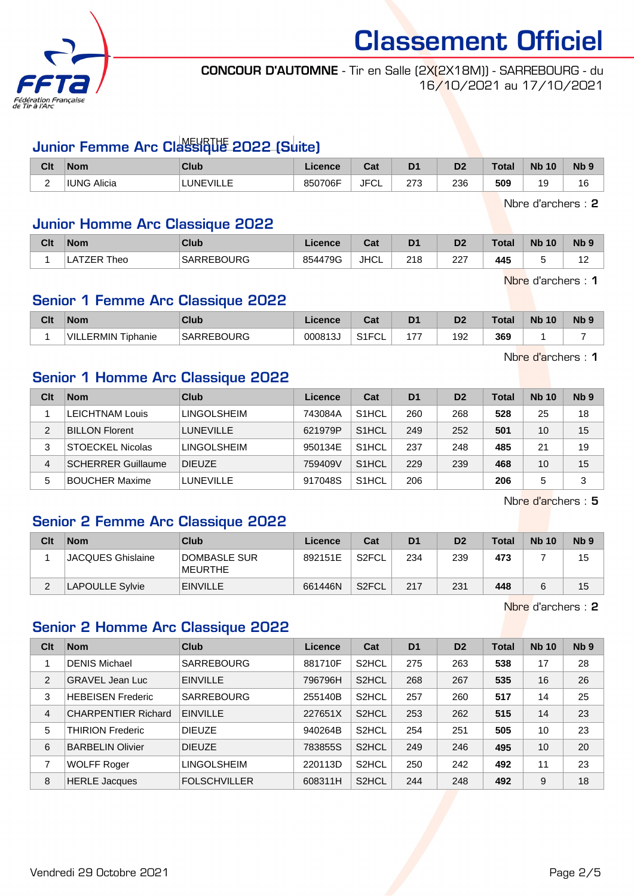# Classement Officiel

**CONCOUR D'AUTOMNE** - Tir en Salle (2X(2X18M)) - SARREBOURG - du 16/10/2021 au 17/10/2021

## Junior Femme Arc Classique 2022 (Suite)

| Clt | Nom | Club | Licence | Cat | D1 | D2 | Total | Nb 10 | Nb 9 |
|---|---|---|---|---|---|---|---|---|---|
| 2 | IUNG Alicia | LUNEVILLE | 850706F | JFCL | 273 | 236 | **509** | 19 | 16 |

Nbre d'archers : **2**

## Junior Homme Arc Classique 2022

| Clt | Nom | Club | Licence | Cat | D1 | D2 | Total | Nb 10 | Nb 9 |
|---|---|---|---|---|---|---|---|---|---|
| 1 | LATZER Theo | SARREBOURG | 854479G | JHCL | 218 | 227 | **445** | 5 | 12 |

Nbre d'archers : **1**

## Senior 1 Femme Arc Classique 2022

| Clt | Nom | Club | Licence | Cat | D1 | D2 | Total | Nb 10 | Nb 9 |
|---|---|---|---|---|---|---|---|---|---|
| 1 | VILLERMIN Tiphanie | SARREBOURG | 000813J | S1FCL | 177 | 192 | **369** | 1 | 7 |

Nbre d'archers : **1**

## Senior 1 Homme Arc Classique 2022

| Clt | Nom | Club | Licence | Cat | D1 | D2 | Total | Nb 10 | Nb 9 |
|---|---|---|---|---|---|---|---|---|---|
| 1 | LEICHTNAM Louis | LINGOLSHEIM | 743084A | S1HCL | 260 | 268 | **528** | 25 | 18 |
| 2 | BILLON Florent | LUNEVILLE | 621979P | S1HCL | 249 | 252 | **501** | 10 | 15 |
| 3 | STOECKEL Nicolas | LINGOLSHEIM | 950134E | S1HCL | 237 | 248 | **485** | 21 | 19 |
| 4 | SCHERRER Guillaume | DIEUZE | 759409V | S1HCL | 229 | 239 | **468** | 10 | 15 |
| 5 | BOUCHER Maxime | LUNEVILLE | 917048S | S1HCL | 206 | | **206** | 5 | 3 |

Nbre d'archers : **5**

## Senior 2 Femme Arc Classique 2022

| Clt | Nom | Club | Licence | Cat | D1 | D2 | Total | Nb 10 | Nb 9 |
|---|---|---|---|---|---|---|---|---|---|
| 1 | JACQUES Ghislaine | DOMBASLE SUR MEURTHE | 892151E | S2FCL | 234 | 239 | **473** | 7 | 15 |
| 2 | LAPOULLE Sylvie | EINVILLE | 661446N | S2FCL | 217 | 231 | **448** | 6 | 15 |

Nbre d'archers : **2**

## Senior 2 Homme Arc Classique 2022

| Clt | Nom | Club | Licence | Cat | D1 | D2 | Total | Nb 10 | Nb 9 |
|---|---|---|---|---|---|---|---|---|---|
| 1 | DENIS Michael | SARREBOURG | 881710F | S2HCL | 275 | 263 | **538** | 17 | 28 |
| 2 | GRAVEL Jean Luc | EINVILLE | 796796H | S2HCL | 268 | 267 | **535** | 16 | 26 |
| 3 | HEBEISEN Frederic | SARREBOURG | 255140B | S2HCL | 257 | 260 | **517** | 14 | 25 |
| 4 | CHARPENTIER Richard | EINVILLE | 227651X | S2HCL | 253 | 262 | **515** | 14 | 23 |
| 5 | THIRION Frederic | DIEUZE | 940264B | S2HCL | 254 | 251 | **505** | 10 | 23 |
| 6 | BARBELIN Olivier | DIEUZE | 783855S | S2HCL | 249 | 246 | **495** | 10 | 20 |
| 7 | WOLFF Roger | LINGOLSHEIM | 220113D | S2HCL | 250 | 242 | **492** | 11 | 23 |
| 8 | HERLE Jacques | FOLSCHVILLER | 608311H | S2HCL | 244 | 248 | **492** | 9 | 18 |

Vendredi 29 Octobre 2021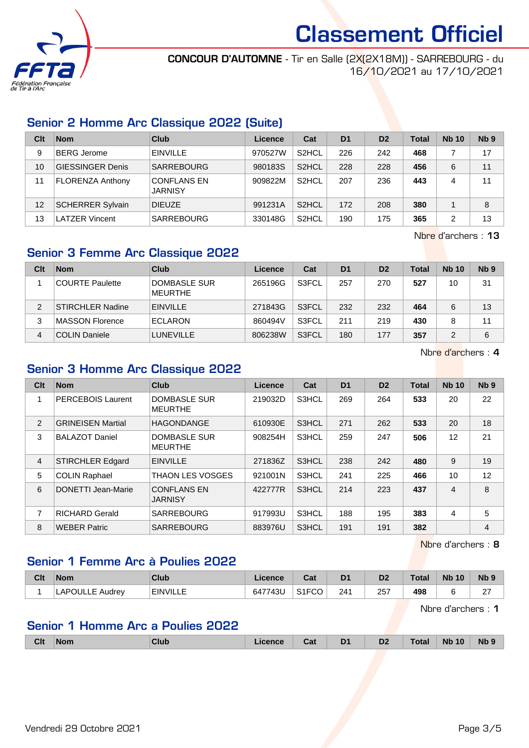# Classement Officiel

**CONCOUR D'AUTOMNE** - Tir en Salle (2X(2X18M)) - SARREBOURG - du 16/10/2021 au 17/10/2021

## Senior 2 Homme Arc Classique 2022 (Suite)

| Clt | Nom | Club | Licence | Cat | D1 | D2 | Total | Nb 10 | Nb 9 |
|---|---|---|---|---|---|---|---|---|---|
| 9 | BERG Jerome | EINVILLE | 970527W | S2HCL | 226 | 242 | **468** | 7 | 17 |
| 10 | GIESSINGER Denis | SARREBOURG | 980183S | S2HCL | 228 | 228 | **456** | 6 | 11 |
| 11 | FLORENZA Anthony | CONFLANS EN JARNISY | 909822M | S2HCL | 207 | 236 | **443** | 4 | 11 |
| 12 | SCHERRER Sylvain | DIEUZE | 991231A | S2HCL | 172 | 208 | **380** | 1 | 8 |
| 13 | LATZER Vincent | SARREBOURG | 330148G | S2HCL | 190 | 175 | **365** | 2 | 13 |

Nbre d'archers : **13**

## Senior 3 Femme Arc Classique 2022

| Clt | Nom | Club | Licence | Cat | D1 | D2 | Total | Nb 10 | Nb 9 |
|---|---|---|---|---|---|---|---|---|---|
| 1 | COURTE Paulette | DOMBASLE SUR MEURTHE | 265196G | S3FCL | 257 | 270 | **527** | 10 | 31 |
| 2 | STIRCHLER Nadine | EINVILLE | 271843G | S3FCL | 232 | 232 | **464** | 6 | 13 |
| 3 | MASSON Florence | ECLARON | 860494V | S3FCL | 211 | 219 | **430** | 8 | 11 |
| 4 | COLIN Daniele | LUNEVILLE | 806238W | S3FCL | 180 | 177 | **357** | 2 | 6 |

Nbre d'archers : **4**

## Senior 3 Homme Arc Classique 2022

| Clt | Nom | Club | Licence | Cat | D1 | D2 | Total | Nb 10 | Nb 9 |
|---|---|---|---|---|---|---|---|---|---|
| 1 | PERCEBOIS Laurent | DOMBASLE SUR MEURTHE | 219032D | S3HCL | 269 | 264 | **533** | 20 | 22 |
| 2 | GRINEISEN Martial | HAGONDANGE | 610930E | S3HCL | 271 | 262 | **533** | 20 | 18 |
| 3 | BALAZOT Daniel | DOMBASLE SUR MEURTHE | 908254H | S3HCL | 259 | 247 | **506** | 12 | 21 |
| 4 | STIRCHLER Edgard | EINVILLE | 271836Z | S3HCL | 238 | 242 | **480** | 9 | 19 |
| 5 | COLIN Raphael | THAON LES VOSGES | 921001N | S3HCL | 241 | 225 | **466** | 10 | 12 |
| 6 | DONETTI Jean-Marie | CONFLANS EN JARNISY | 422777R | S3HCL | 214 | 223 | **437** | 4 | 8 |
| 7 | RICHARD Gerald | SARREBOURG | 917993U | S3HCL | 188 | 195 | **383** | 4 | 5 |
| 8 | WEBER Patric | SARREBOURG | 883976U | S3HCL | 191 | 191 | **382** | | 4 |

Nbre d'archers : **8**

## Senior 1 Femme Arc à Poulies 2022

| Clt | Nom | Club | Licence | Cat | D1 | D2 | Total | Nb 10 | Nb 9 |
|---|---|---|---|---|---|---|---|---|---|
| 1 | LAPOULLE Audrey | EINVILLE | 647743U | S1FCO | 241 | 257 | **498** | 6 | 27 |

Nbre d'archers : **1**

## Senior 1 Homme Arc a Poulies 2022

| Clt | Nom | Club | Licence | Cat | D1 | D2 | Total | Nb 10 | Nb 9 |
|---|---|---|---|---|---|---|---|---|---|

Vendredi 29 Octobre 2021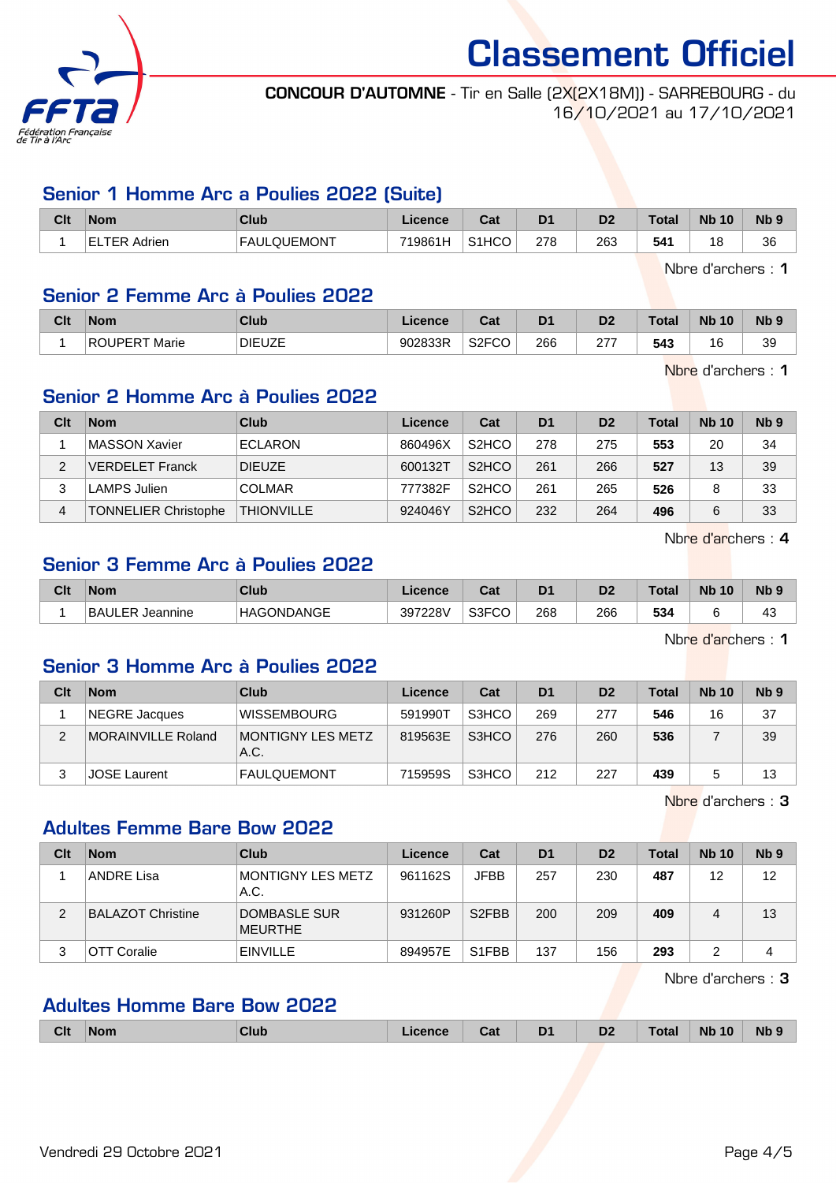# Classement Officiel

**CONCOUR D'AUTOMNE** - Tir en Salle (2X(2X18M)) - SARREBOURG - du 16/10/2021 au 17/10/2021

## Senior 1 Homme Arc a Poulies 2022 (Suite)

| Clt | Nom | Club | Licence | Cat | D1 | D2 | Total | Nb 10 | Nb 9 |
|---|---|---|---|---|---|---|---|---|---|
| 1 | ELTER Adrien | FAULQUEMONT | 719861H | S1HCO | 278 | 263 | **541** | 18 | 36 |

Nbre d'archers : **1**

## Senior 2 Femme Arc à Poulies 2022

| Clt | Nom | Club | Licence | Cat | D1 | D2 | Total | Nb 10 | Nb 9 |
|---|---|---|---|---|---|---|---|---|---|
| 1 | ROUPERT Marie | DIEUZE | 902833R | S2FCO | 266 | 277 | **543** | 16 | 39 |

Nbre d'archers : **1**

## Senior 2 Homme Arc à Poulies 2022

| Clt | Nom | Club | Licence | Cat | D1 | D2 | Total | Nb 10 | Nb 9 |
|---|---|---|---|---|---|---|---|---|---|
| 1 | MASSON Xavier | ECLARON | 860496X | S2HCO | 278 | 275 | **553** | 20 | 34 |
| 2 | VERDELET Franck | DIEUZE | 600132T | S2HCO | 261 | 266 | **527** | 13 | 39 |
| 3 | LAMPS Julien | COLMAR | 777382F | S2HCO | 261 | 265 | **526** | 8 | 33 |
| 4 | TONNELIER Christophe | THIONVILLE | 924046Y | S2HCO | 232 | 264 | **496** | 6 | 33 |

Nbre d'archers : **4**

## Senior 3 Femme Arc à Poulies 2022

| Clt | Nom | Club | Licence | Cat | D1 | D2 | Total | Nb 10 | Nb 9 |
|---|---|---|---|---|---|---|---|---|---|
| 1 | BAULER Jeannine | HAGONDANGE | 397228V | S3FCO | 268 | 266 | **534** | 6 | 43 |

Nbre d'archers : **1**

## Senior 3 Homme Arc à Poulies 2022

| Clt | Nom | Club | Licence | Cat | D1 | D2 | Total | Nb 10 | Nb 9 |
|---|---|---|---|---|---|---|---|---|---|
| 1 | NEGRE Jacques | WISSEMBOURG | 591990T | S3HCO | 269 | 277 | **546** | 16 | 37 |
| 2 | MORAINVILLE Roland | MONTIGNY LES METZ A.C. | 819563E | S3HCO | 276 | 260 | **536** | 7 | 39 |
| 3 | JOSE Laurent | FAULQUEMONT | 715959S | S3HCO | 212 | 227 | **439** | 5 | 13 |

Nbre d'archers : **3**

## Adultes Femme Bare Bow 2022

| Clt | Nom | Club | Licence | Cat | D1 | D2 | Total | Nb 10 | Nb 9 |
|---|---|---|---|---|---|---|---|---|---|
| 1 | ANDRE Lisa | MONTIGNY LES METZ A.C. | 961162S | JFBB | 257 | 230 | **487** | 12 | 12 |
| 2 | BALAZOT Christine | DOMBASLE SUR MEURTHE | 931260P | S2FBB | 200 | 209 | **409** | 4 | 13 |
| 3 | OTT Coralie | EINVILLE | 894957E | S1FBB | 137 | 156 | **293** | 2 | 4 |

Nbre d'archers : **3**

## Adultes Homme Bare Bow 2022

| Clt | Nom | Club | Licence | Cat | D1 | D2 | Total | Nb 10 | Nb 9 |
|---|---|---|---|---|---|---|---|---|---|

Vendredi 29 Octobre 2021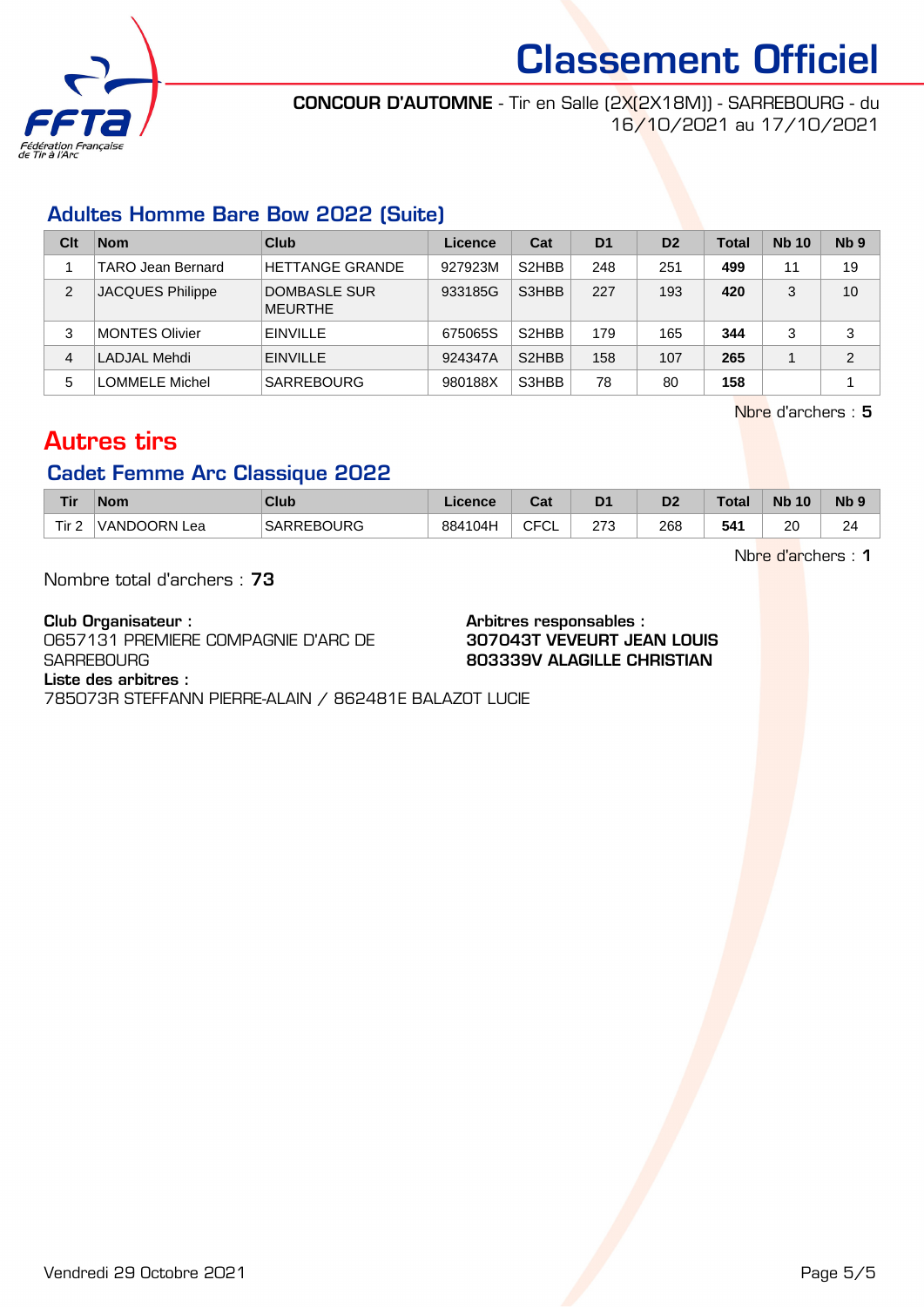# Classement Officiel

**CONCOUR D'AUTOMNE** - Tir en Salle (2X(2X18M)) - SARREBOURG - du 16/10/2021 au 17/10/2021

## Adultes Homme Bare Bow 2022 (Suite)

| Clt | Nom | Club | Licence | Cat | D1 | D2 | Total | Nb 10 | Nb 9 |
|---|---|---|---|---|---|---|---|---|---|
| 1 | TARO Jean Bernard | HETTANGE GRANDE | 927923M | S2HBB | 248 | 251 | **499** | 11 | 19 |
| 2 | JACQUES Philippe | DOMBASLE SUR MEURTHE | 933185G | S3HBB | 227 | 193 | **420** | 3 | 10 |
| 3 | MONTES Olivier | EINVILLE | 675065S | S2HBB | 179 | 165 | **344** | 3 | 3 |
| 4 | LADJAL Mehdi | EINVILLE | 924347A | S2HBB | 158 | 107 | **265** | 1 | 2 |
| 5 | LOMMELE Michel | SARREBOURG | 980188X | S3HBB | 78 | 80 | **158** | | 1 |

Nbre d'archers : **5**

# Autres tirs

## Cadet Femme Arc Classique 2022

| Tir | Nom | Club | Licence | Cat | D1 | D2 | Total | Nb 10 | Nb 9 |
|---|---|---|---|---|---|---|---|---|---|
| Tir 2 | VANDOORN Lea | SARREBOURG | 884104H | CFCL | 273 | 268 | **541** | 20 | 24 |

Nbre d'archers : **1**

Nombre total d'archers : **73**

**Club Organisateur :**
0657131 PREMIERE COMPAGNIE D'ARC DE SARREBOURG

**Arbitres responsables :**
**307043T VEVEURT JEAN LOUIS**
**803339V ALAGILLE CHRISTIAN**

**Liste des arbitres :**
785073R STEFFANN PIERRE-ALAIN / 862481E BALAZOT LUCIE

Vendredi 29 Octobre 2021